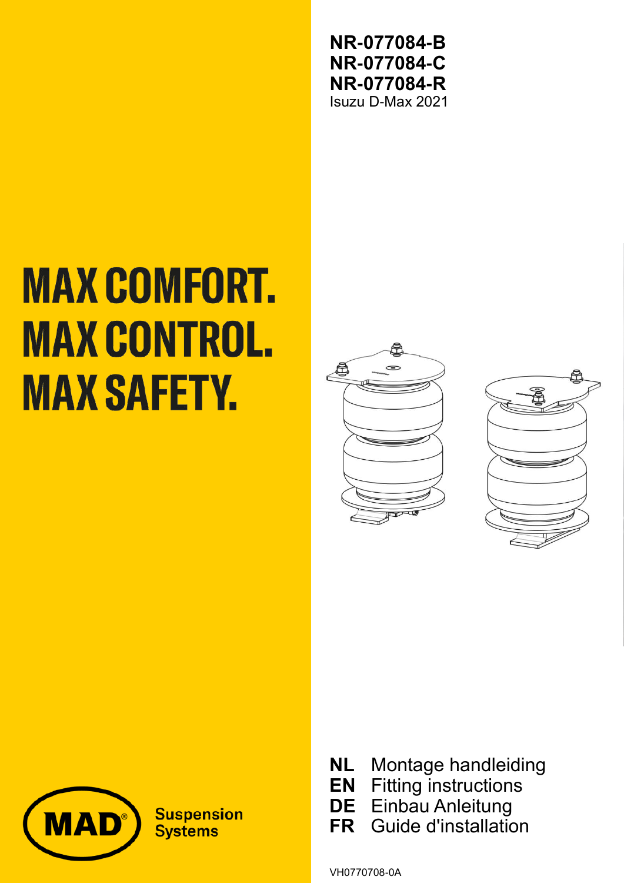**NR-077084-B**
**NR-077084-C**
**NR-077084-R**
Isuzu D-Max 2021

# MAX COMFORT.
# MAX CONTROL.
# MAX SAFETY.

**NL** Montage handleiding
**EN** Fitting instructions
**DE** Einbau Anleitung
**FR** Guide d'installation

MAD® Suspension Systems

VH0770708-0A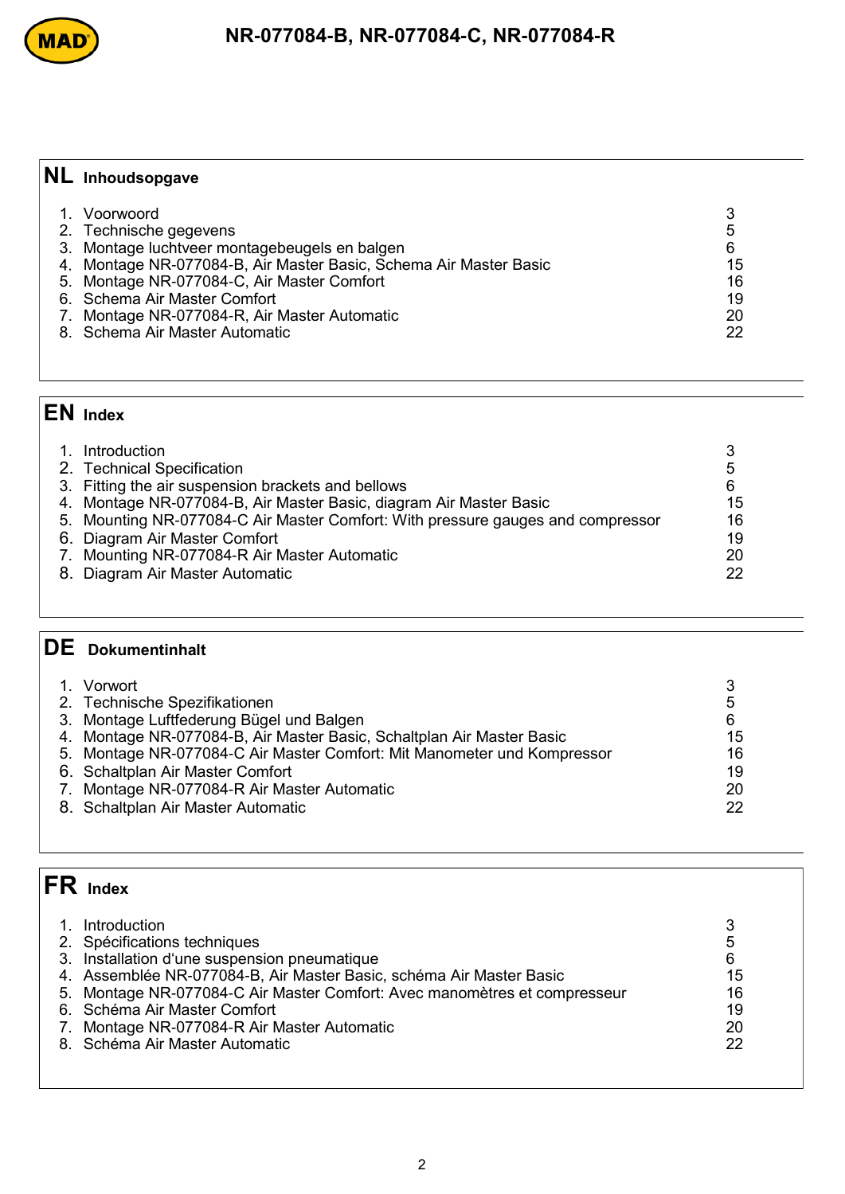## NL Inhoudsopgave

| | |
|---|---|
| 1. Voorwoord | 3 |
| 2. Technische gegevens | 5 |
| 3. Montage luchtveer montagebeugels en balgen | 6 |
| 4. Montage NR-077084-B, Air Master Basic, Schema Air Master Basic | 15 |
| 5. Montage NR-077084-C, Air Master Comfort | 16 |
| 6. Schema Air Master Comfort | 19 |
| 7. Montage NR-077084-R, Air Master Automatic | 20 |
| 8. Schema Air Master Automatic | 22 |

## EN Index

| | |
|---|---|
| 1. Introduction | 3 |
| 2. Technical Specification | 5 |
| 3. Fitting the air suspension brackets and bellows | 6 |
| 4. Montage NR-077084-B, Air Master Basic, diagram Air Master Basic | 15 |
| 5. Mounting NR-077084-C Air Master Comfort: With pressure gauges and compressor | 16 |
| 6. Diagram Air Master Comfort | 19 |
| 7. Mounting NR-077084-R Air Master Automatic | 20 |
| 8. Diagram Air Master Automatic | 22 |

## DE Dokumentinhalt

| | |
|---|---|
| 1. Vorwort | 3 |
| 2. Technische Spezifikationen | 5 |
| 3. Montage Luftfederung Bügel und Balgen | 6 |
| 4. Montage NR-077084-B, Air Master Basic, Schaltplan Air Master Basic | 15 |
| 5. Montage NR-077084-C Air Master Comfort: Mit Manometer und Kompressor | 16 |
| 6. Schaltplan Air Master Comfort | 19 |
| 7. Montage NR-077084-R Air Master Automatic | 20 |
| 8. Schaltplan Air Master Automatic | 22 |

## FR Index

| | |
|---|---|
| 1. Introduction | 3 |
| 2. Spécifications techniques | 5 |
| 3. Installation d'une suspension pneumatique | 6 |
| 4. Assemblée NR-077084-B, Air Master Basic, schéma Air Master Basic | 15 |
| 5. Montage NR-077084-C Air Master Comfort: Avec manomètres et compresseur | 16 |
| 6. Schéma Air Master Comfort | 19 |
| 7. Montage NR-077084-R Air Master Automatic | 20 |
| 8. Schéma Air Master Automatic | 22 |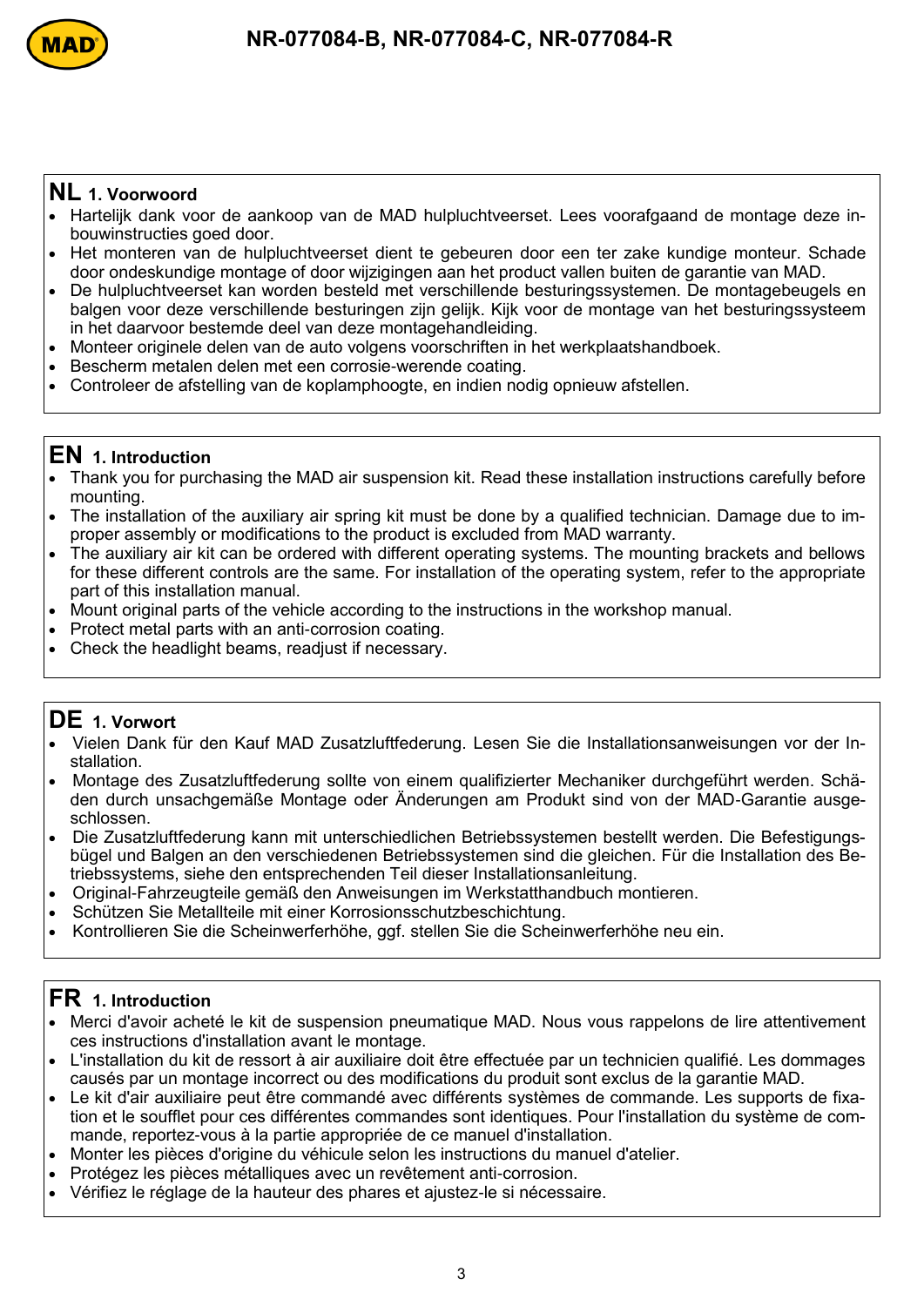# NR-077084-B, NR-077084-C, NR-077084-R

## NL 1. Voorwoord

- Hartelijk dank voor de aankoop van de MAD hulpluchtveerset. Lees voorafgaand de montage deze inbouwinstructies goed door.
- Het monteren van de hulpluchtveerset dient te gebeuren door een ter zake kundige monteur. Schade door ondeskundige montage of door wijzigingen aan het product vallen buiten de garantie van MAD.
- De hulpluchtveerset kan worden besteld met verschillende besturingssystemen. De montagebeugels en balgen voor deze verschillende besturingen zijn gelijk. Kijk voor de montage van het besturingssysteem in het daarvoor bestemde deel van deze montagehandleiding.
- Monteer originele delen van de auto volgens voorschriften in het werkplaatshandboek.
- Bescherm metalen delen met een corrosie-werende coating.
- Controleer de afstelling van de koplamphoogte, en indien nodig opnieuw afstellen.

## EN 1. Introduction

- Thank you for purchasing the MAD air suspension kit. Read these installation instructions carefully before mounting.
- The installation of the auxiliary air spring kit must be done by a qualified technician. Damage due to improper assembly or modifications to the product is excluded from MAD warranty.
- The auxiliary air kit can be ordered with different operating systems. The mounting brackets and bellows for these different controls are the same. For installation of the operating system, refer to the appropriate part of this installation manual.
- Mount original parts of the vehicle according to the instructions in the workshop manual.
- Protect metal parts with an anti-corrosion coating.
- Check the headlight beams, readjust if necessary.

## DE 1. Vorwort

- Vielen Dank für den Kauf MAD Zusatzluftfederung. Lesen Sie die Installationsanweisungen vor der Installation.
- Montage des Zusatzluftfederung sollte von einem qualifizierter Mechaniker durchgeführt werden. Schäden durch unsachgemäße Montage oder Änderungen am Produkt sind von der MAD-Garantie ausgeschlossen.
- Die Zusatzluftfederung kann mit unterschiedlichen Betriebssystemen bestellt werden. Die Befestigungsbügel und Balgen an den verschiedenen Betriebssystemen sind die gleichen. Für die Installation des Betriebssystems, siehe den entsprechenden Teil dieser Installationsanleitung.
- Original-Fahrzeugteile gemäß den Anweisungen im Werkstatthandbuch montieren.
- Schützen Sie Metallteile mit einer Korrosionsschutzbeschichtung.
- Kontrollieren Sie die Scheinwerferhöhe, ggf. stellen Sie die Scheinwerferhöhe neu ein.

## FR 1. Introduction

- Merci d'avoir acheté le kit de suspension pneumatique MAD. Nous vous rappelons de lire attentivement ces instructions d'installation avant le montage.
- L'installation du kit de ressort à air auxiliaire doit être effectuée par un technicien qualifié. Les dommages causés par un montage incorrect ou des modifications du produit sont exclus de la garantie MAD.
- Le kit d'air auxiliaire peut être commandé avec différents systèmes de commande. Les supports de fixation et le soufflet pour ces différentes commandes sont identiques. Pour l'installation du système de commande, reportez-vous à la partie appropriée de ce manuel d'installation.
- Monter les pièces d'origine du véhicule selon les instructions du manuel d'atelier.
- Protégez les pièces métalliques avec un revêtement anti-corrosion.
- Vérifiez le réglage de la hauteur des phares et ajustez-le si nécessaire.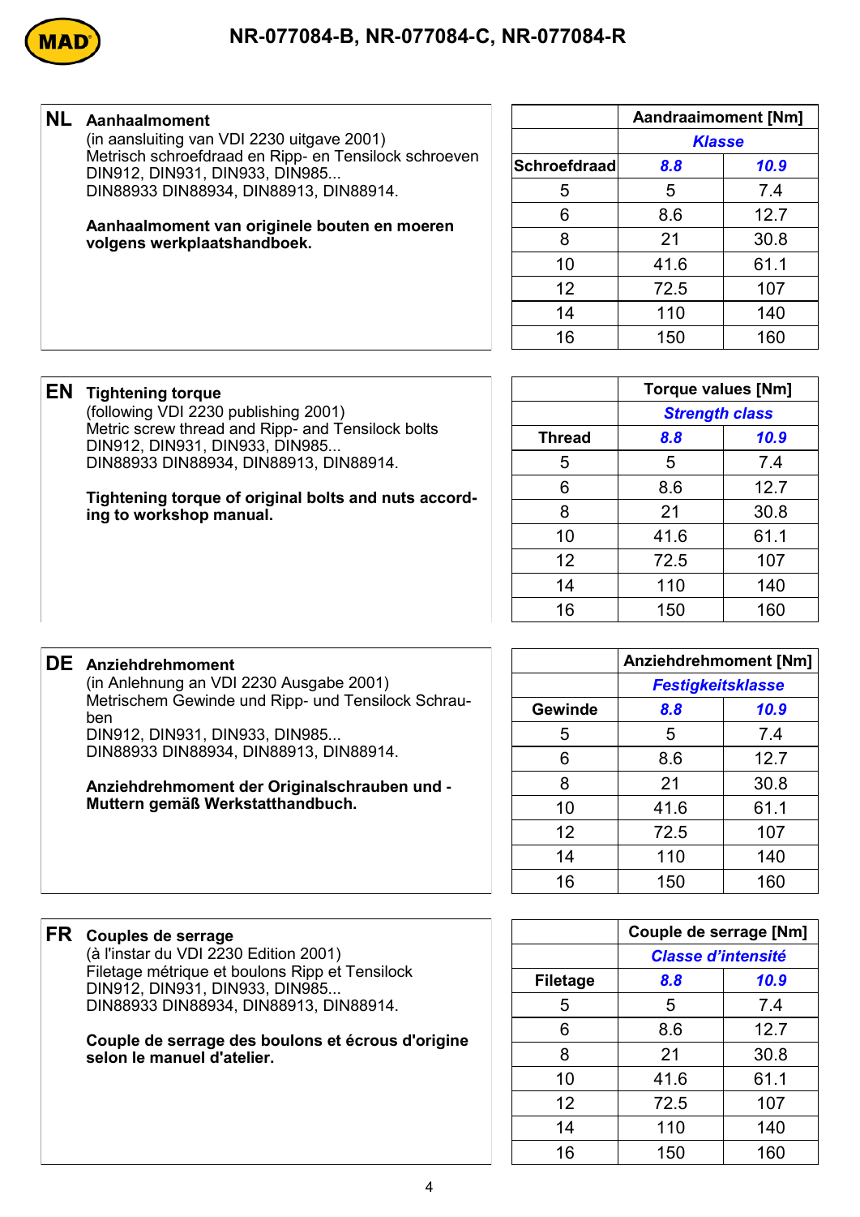# NR-077084-B, NR-077084-C, NR-077084-R

## NL Aanhaalmoment

(in aansluiting van VDI 2230 uitgave 2001)
Metrisch schroefdraad en Ripp- en Tensilock schroeven
DIN912, DIN931, DIN933, DIN985...
DIN88933 DIN88934, DIN88913, DIN88914.

**Aanhaalmoment van originele bouten en moeren volgens werkplaatshandboek.**

| | Aandraaimoment [Nm] | |
|---|---|---|
| | *Klasse* | |
| **Schroefdraad** | *8.8* | *10.9* |
| 5 | 5 | 7.4 |
| 6 | 8.6 | 12.7 |
| 8 | 21 | 30.8 |
| 10 | 41.6 | 61.1 |
| 12 | 72.5 | 107 |
| 14 | 110 | 140 |
| 16 | 150 | 160 |

## EN Tightening torque

(following VDI 2230 publishing 2001)
Metric screw thread and Ripp- and Tensilock bolts
DIN912, DIN931, DIN933, DIN985...
DIN88933 DIN88934, DIN88913, DIN88914.

**Tightening torque of original bolts and nuts according to workshop manual.**

| | Torque values [Nm] | |
|---|---|---|
| | *Strength class* | |
| **Thread** | *8.8* | *10.9* |
| 5 | 5 | 7.4 |
| 6 | 8.6 | 12.7 |
| 8 | 21 | 30.8 |
| 10 | 41.6 | 61.1 |
| 12 | 72.5 | 107 |
| 14 | 110 | 140 |
| 16 | 150 | 160 |

## DE Anziehdrehmoment

(in Anlehnung an VDI 2230 Ausgabe 2001)
Metrischem Gewinde und Ripp- und Tensilock Schrauben
DIN912, DIN931, DIN933, DIN985...
DIN88933 DIN88934, DIN88913, DIN88914.

**Anziehdrehmoment der Originalschrauben und -Muttern gemäß Werkstatthandbuch.**

| | Anziehdrehmoment [Nm] | |
|---|---|---|
| | *Festigkeitsklasse* | |
| **Gewinde** | *8.8* | *10.9* |
| 5 | 5 | 7.4 |
| 6 | 8.6 | 12.7 |
| 8 | 21 | 30.8 |
| 10 | 41.6 | 61.1 |
| 12 | 72.5 | 107 |
| 14 | 110 | 140 |
| 16 | 150 | 160 |

## FR Couples de serrage

(à l'instar du VDI 2230 Edition 2001)
Filetage métrique et boulons Ripp et Tensilock
DIN912, DIN931, DIN933, DIN985...
DIN88933 DIN88934, DIN88913, DIN88914.

**Couple de serrage des boulons et écrous d'origine selon le manuel d'atelier.**

| | Couple de serrage [Nm] | |
|---|---|---|
| | *Classe d'intensité* | |
| **Filetage** | *8.8* | *10.9* |
| 5 | 5 | 7.4 |
| 6 | 8.6 | 12.7 |
| 8 | 21 | 30.8 |
| 10 | 41.6 | 61.1 |
| 12 | 72.5 | 107 |
| 14 | 110 | 140 |
| 16 | 150 | 160 |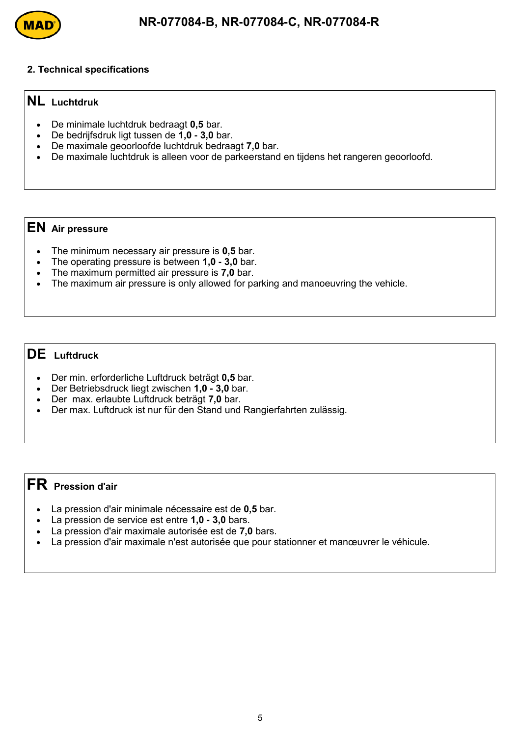## 2. Technical specifications

### NL Luchtdruk

- De minimale luchtdruk bedraagt **0,5** bar.
- De bedrijfsdruk ligt tussen de **1,0 - 3,0** bar.
- De maximale geoorloofde luchtdruk bedraagt **7,0** bar.
- De maximale luchtdruk is alleen voor de parkeerstand en tijdens het rangeren geoorloofd.

### EN Air pressure

- The minimum necessary air pressure is **0,5** bar.
- The operating pressure is between **1,0 - 3,0** bar.
- The maximum permitted air pressure is **7,0** bar.
- The maximum air pressure is only allowed for parking and manoeuvring the vehicle.

### DE Luftdruck

- Der min. erforderliche Luftdruck beträgt **0,5** bar.
- Der Betriebsdruck liegt zwischen **1,0 - 3,0** bar.
- Der max. erlaubte Luftdruck beträgt **7,0** bar.
- Der max. Luftdruck ist nur für den Stand und Rangierfahrten zulässig.

### FR Pression d'air

- La pression d'air minimale nécessaire est de **0,5** bar.
- La pression de service est entre **1,0 - 3,0** bars.
- La pression d'air maximale autorisée est de **7,0** bars.
- La pression d'air maximale n'est autorisée que pour stationner et manœuvrer le véhicule.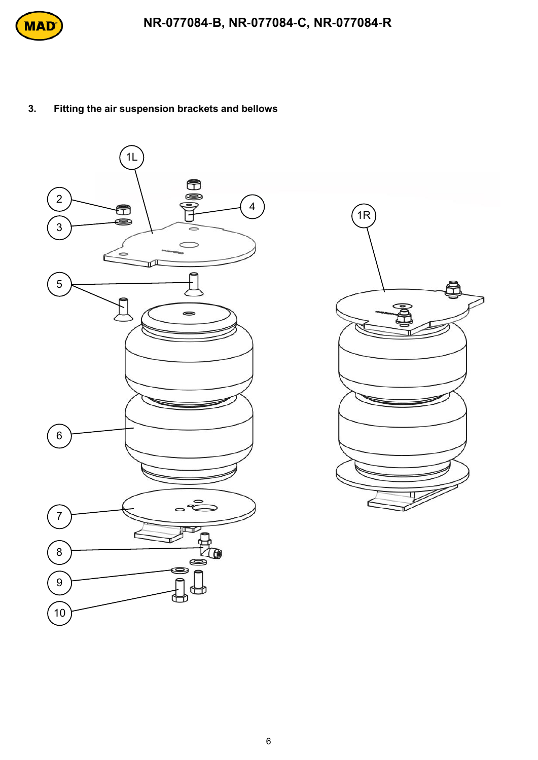## 3. Fitting the air suspension brackets and bellows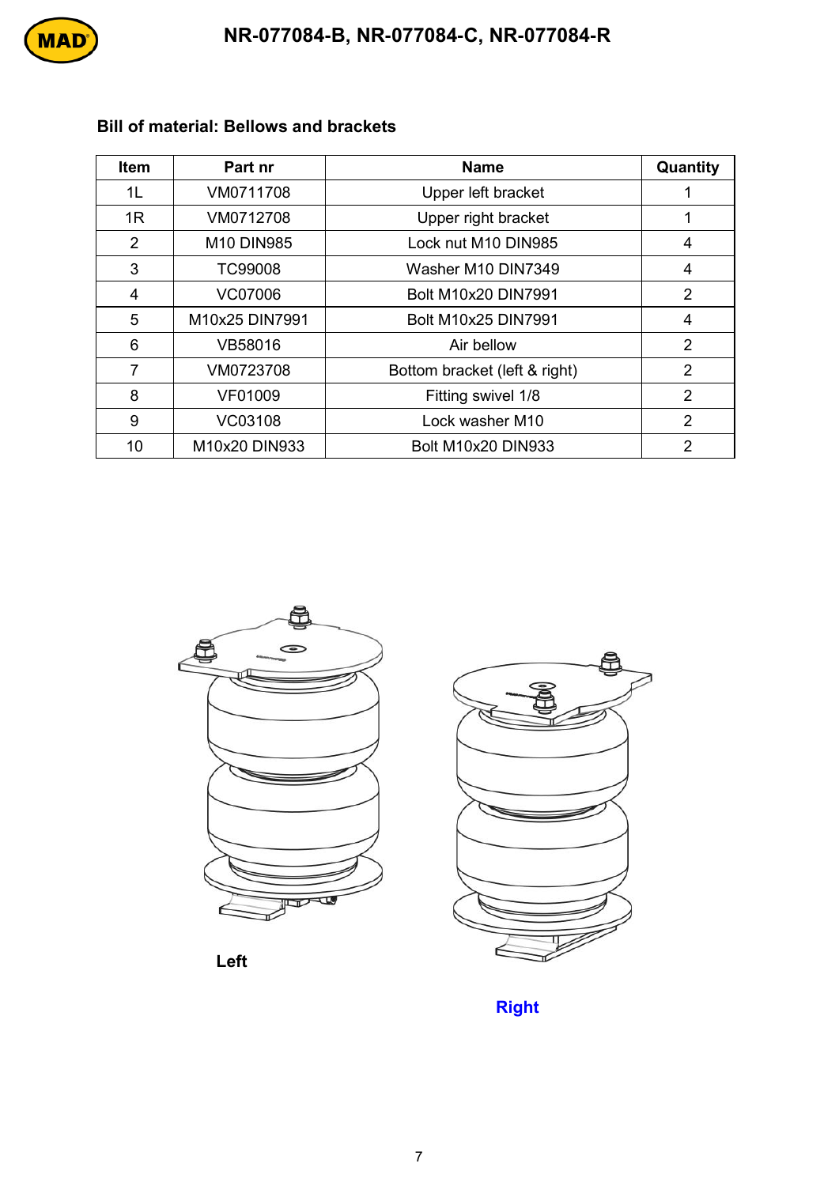# NR-077084-B, NR-077084-C, NR-077084-R

## Bill of material: Bellows and brackets

| Item | Part nr | Name | Quantity |
|---|---|---|---|
| 1L | VM0711708 | Upper left bracket | 1 |
| 1R | VM0712708 | Upper right bracket | 1 |
| 2 | M10 DIN985 | Lock nut M10 DIN985 | 4 |
| 3 | TC99008 | Washer M10 DIN7349 | 4 |
| 4 | VC07006 | Bolt M10x20 DIN7991 | 2 |
| 5 | M10x25 DIN7991 | Bolt M10x25 DIN7991 | 4 |
| 6 | VB58016 | Air bellow | 2 |
| 7 | VM0723708 | Bottom bracket (left & right) | 2 |
| 8 | VF01009 | Fitting swivel 1/8 | 2 |
| 9 | VC03108 | Lock washer M10 | 2 |
| 10 | M10x20 DIN933 | Bolt M10x20 DIN933 | 2 |

Left

Right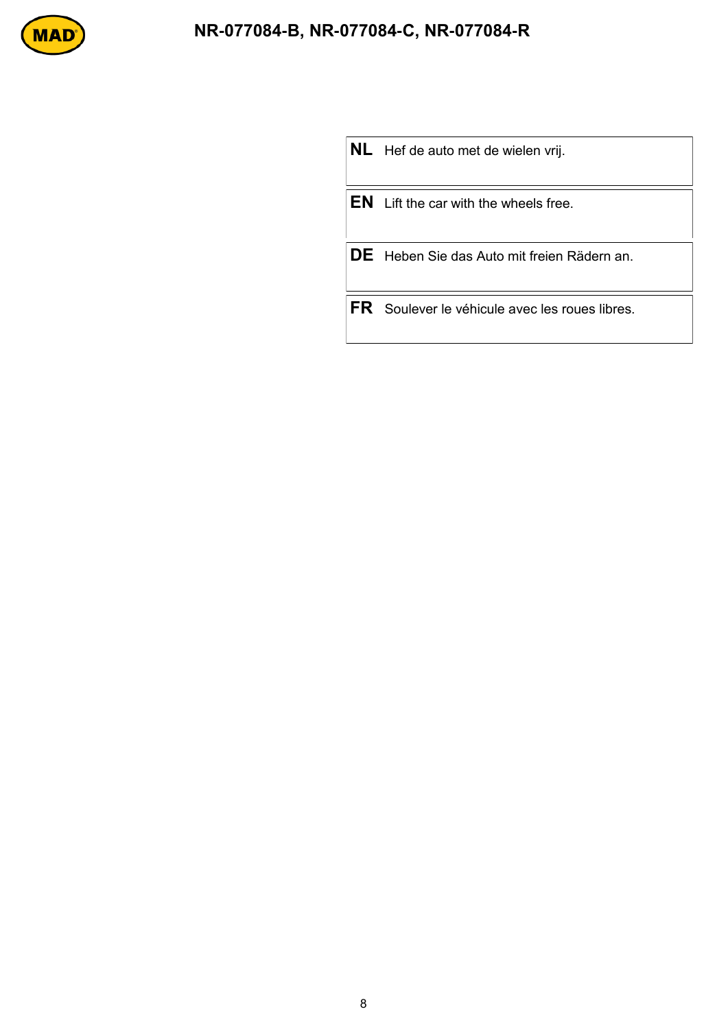| | |
|---|---|
| **NL** | Hef de auto met de wielen vrij. |
| **EN** | Lift the car with the wheels free. |
| **DE** | Heben Sie das Auto mit freien Rädern an. |
| **FR** | Soulever le véhicule avec les roues libres. |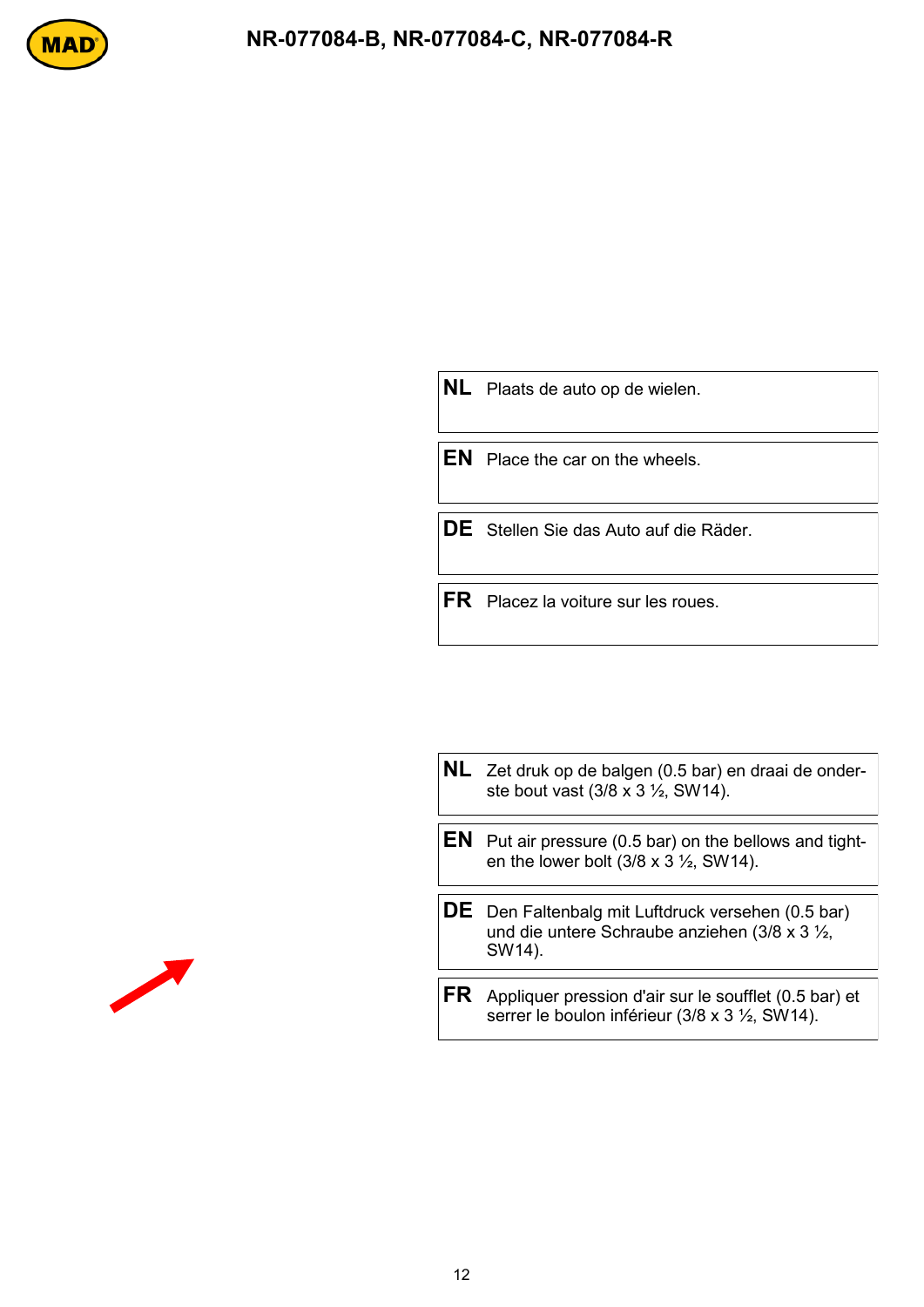**NL** Plaats de auto op de wielen.

**EN** Place the car on the wheels.

**DE** Stellen Sie das Auto auf die Räder.

**FR** Placez la voiture sur les roues.

**NL** Zet druk op de balgen (0.5 bar) en draai de onderste bout vast (3/8 x 3 ½, SW14).

**EN** Put air pressure (0.5 bar) on the bellows and tighten the lower bolt (3/8 x 3 ½, SW14).

**DE** Den Faltenbalg mit Luftdruck versehen (0.5 bar) und die untere Schraube anziehen (3/8 x 3 ½, SW14).

**FR** Appliquer pression d'air sur le soufflet (0.5 bar) et serrer le boulon inférieur (3/8 x 3 ½, SW14).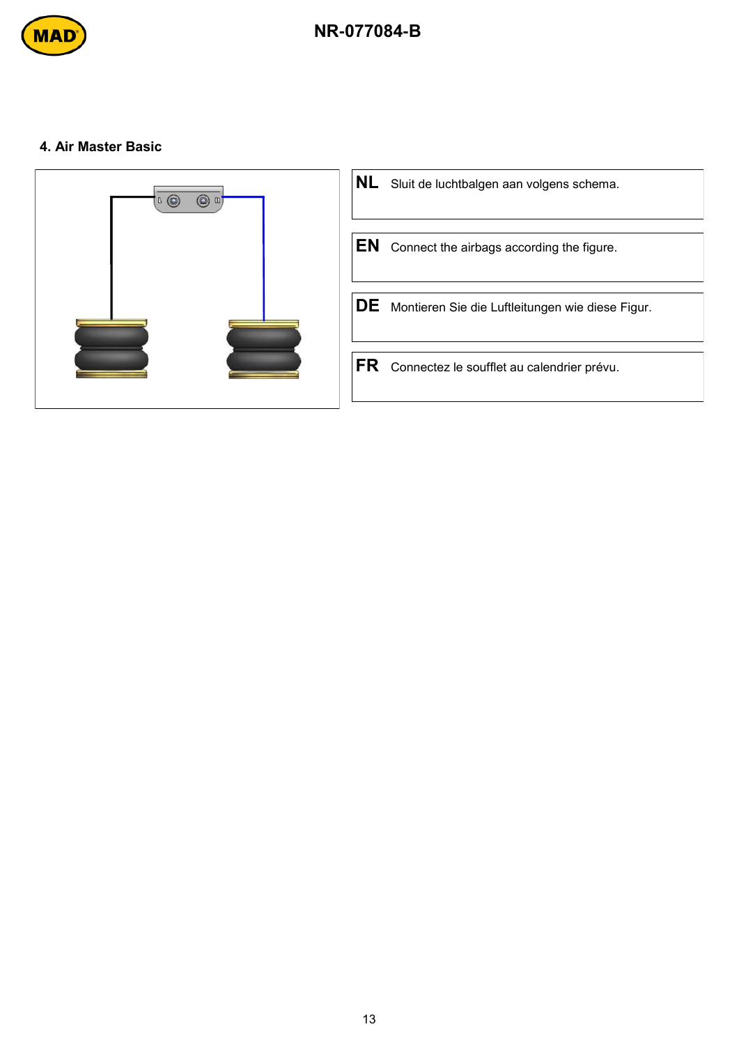## 4. Air Master Basic

| | |
|---|---|
| **NL** | Sluit de luchtbalgen aan volgens schema. |
| **EN** | Connect the airbags according the figure. |
| **DE** | Montieren Sie die Luftleitungen wie diese Figur. |
| **FR** | Connectez le soufflet au calendrier prévu. |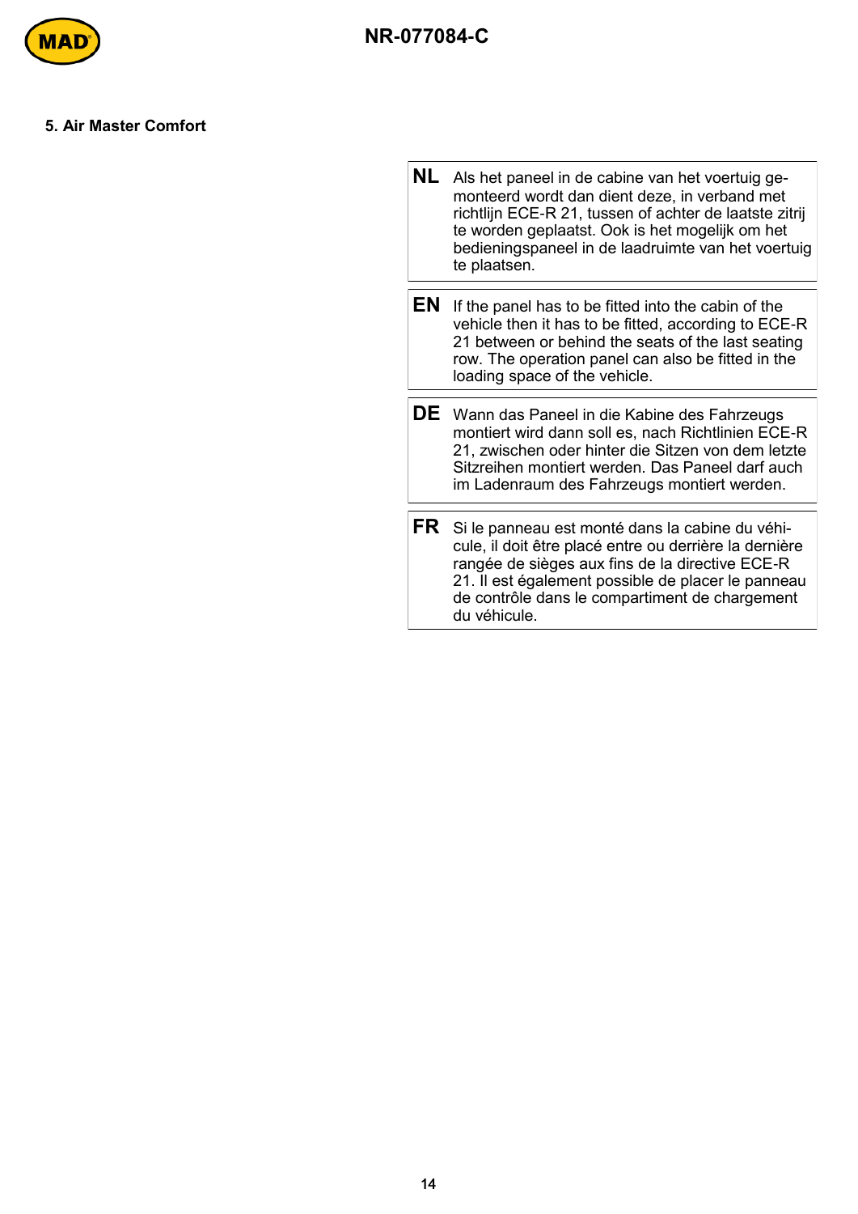## 5. Air Master Comfort

| | |
|---|---|
| **NL** | Als het paneel in de cabine van het voertuig gemonteerd wordt dan dient deze, in verband met richtlijn ECE-R 21, tussen of achter de laatste zitrij te worden geplaatst. Ook is het mogelijk om het bedieningspaneel in de laadruimte van het voertuig te plaatsen. |

| | |
|---|---|
| **EN** | If the panel has to be fitted into the cabin of the vehicle then it has to be fitted, according to ECE-R 21 between or behind the seats of the last seating row. The operation panel can also be fitted in the loading space of the vehicle. |

| | |
|---|---|
| **DE** | Wann das Paneel in die Kabine des Fahrzeugs montiert wird dann soll es, nach Richtlinien ECE-R 21, zwischen oder hinter die Sitzen von dem letzte Sitzreihen montiert werden. Das Paneel darf auch im Ladenraum des Fahrzeugs montiert werden. |

| | |
|---|---|
| **FR** | Si le panneau est monté dans la cabine du véhicule, il doit être placé entre ou derrière la dernière rangée de sièges aux fins de la directive ECE-R 21. Il est également possible de placer le panneau de contrôle dans le compartiment de chargement du véhicule. |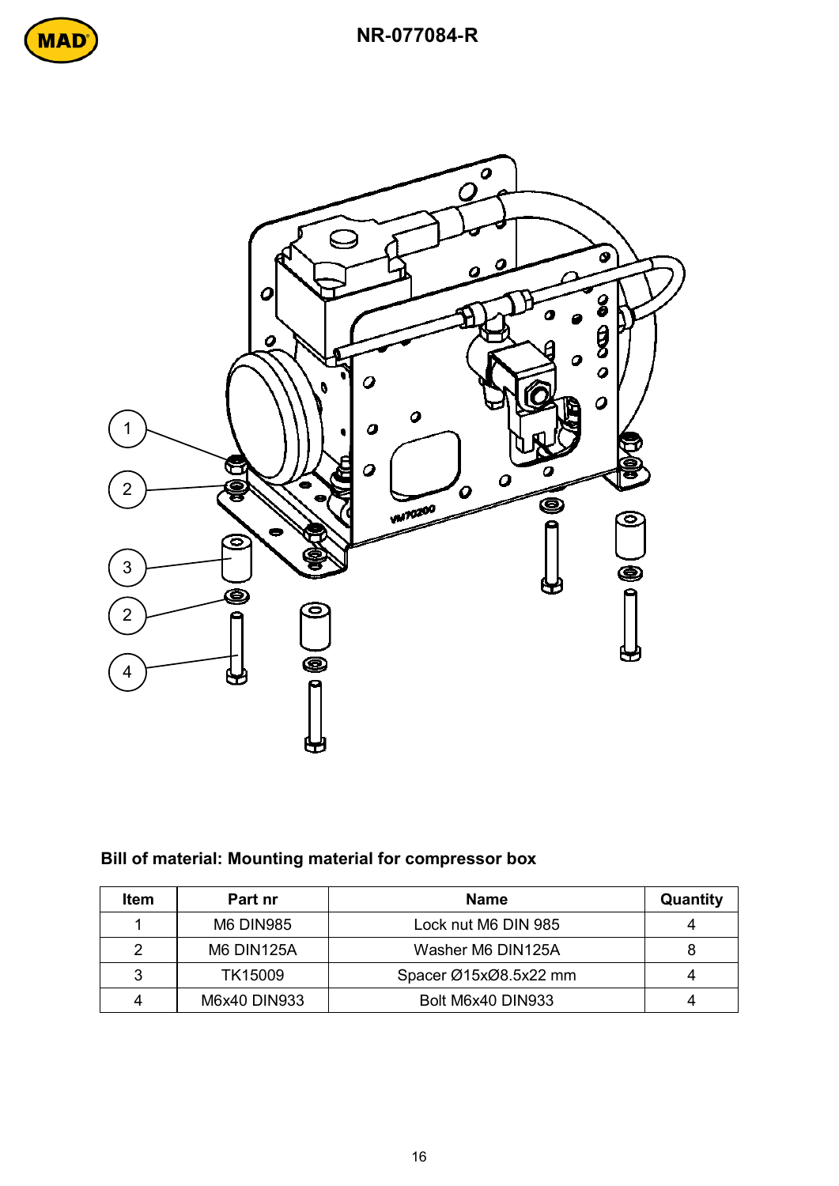NR-077084-R

## Bill of material: Mounting material for compressor box

| Item | Part nr | Name | Quantity |
|---|---|---|---|
| 1 | M6 DIN985 | Lock nut M6 DIN 985 | 4 |
| 2 | M6 DIN125A | Washer M6 DIN125A | 8 |
| 3 | TK15009 | Spacer Ø15xØ8.5x22 mm | 4 |
| 4 | M6x40 DIN933 | Bolt M6x40 DIN933 | 4 |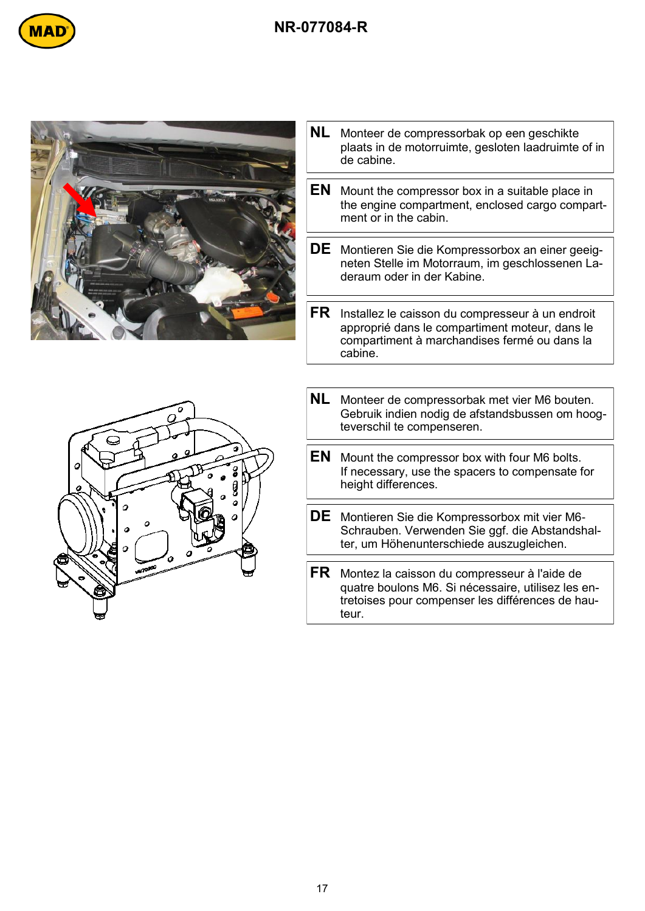**NL** Monteer de compressorbak op een geschikte plaats in de motorruimte, gesloten laadruimte of in de cabine.

**EN** Mount the compressor box in a suitable place in the engine compartment, enclosed cargo compartment or in the cabin.

**DE** Montieren Sie die Kompressorbox an einer geeigneten Stelle im Motorraum, im geschlossenen Laderaum oder in der Kabine.

**FR** Installez le caisson du compresseur à un endroit approprié dans le compartiment moteur, dans le compartiment à marchandises fermé ou dans la cabine.

**NL** Monteer de compressorbak met vier M6 bouten. Gebruik indien nodig de afstandsbussen om hoogteverschil te compenseren.

**EN** Mount the compressor box with four M6 bolts. If necessary, use the spacers to compensate for height differences.

**DE** Montieren Sie die Kompressorbox mit vier M6-Schrauben. Verwenden Sie ggf. die Abstandshalter, um Höhenunterschiede auszugleichen.

**FR** Montez la caisson du compresseur à l'aide de quatre boulons M6. Si nécessaire, utilisez les entretoises pour compenser les différences de hauteur.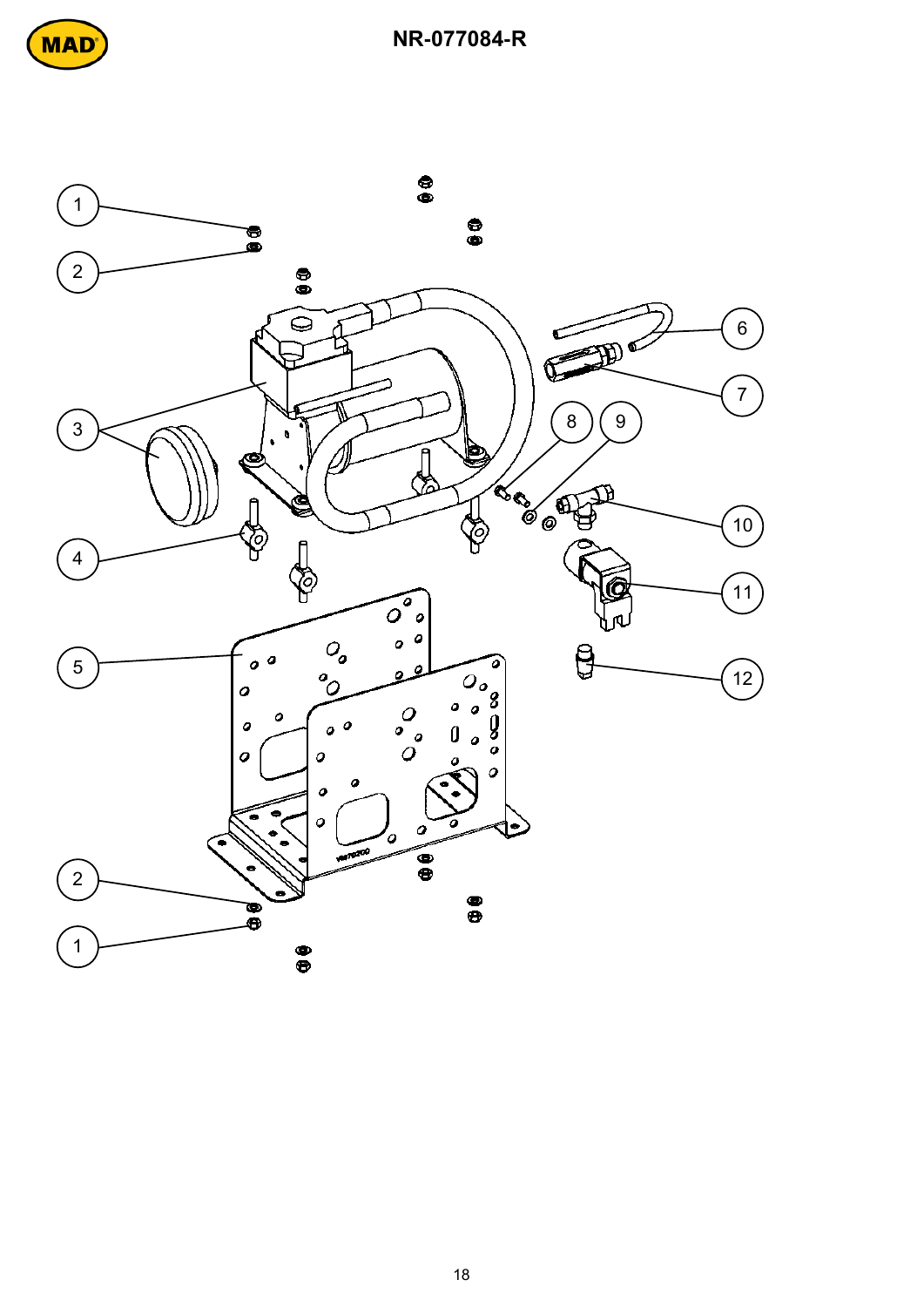# NR-077084-R

1
2
3
4
5
6
7
8
9
10
11
12
2
1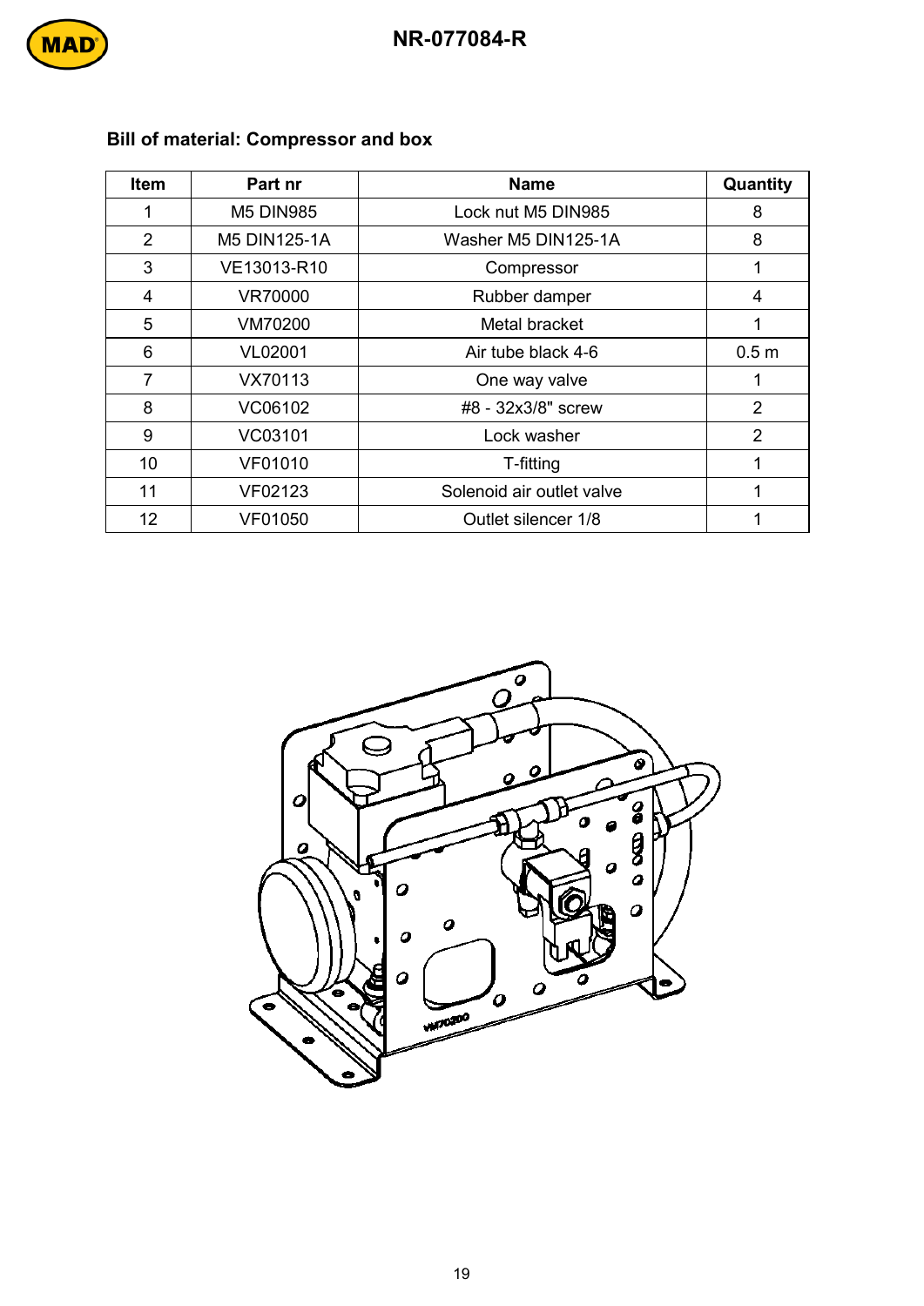## Bill of material: Compressor and box

| Item | Part nr | Name | Quantity |
|---|---|---|---|
| 1 | M5 DIN985 | Lock nut M5 DIN985 | 8 |
| 2 | M5 DIN125-1A | Washer M5 DIN125-1A | 8 |
| 3 | VE13013-R10 | Compressor | 1 |
| 4 | VR70000 | Rubber damper | 4 |
| 5 | VM70200 | Metal bracket | 1 |
| 6 | VL02001 | Air tube black 4-6 | 0.5 m |
| 7 | VX70113 | One way valve | 1 |
| 8 | VC06102 | #8 - 32x3/8" screw | 2 |
| 9 | VC03101 | Lock washer | 2 |
| 10 | VF01010 | T-fitting | 1 |
| 11 | VF02123 | Solenoid air outlet valve | 1 |
| 12 | VF01050 | Outlet silencer 1/8 | 1 |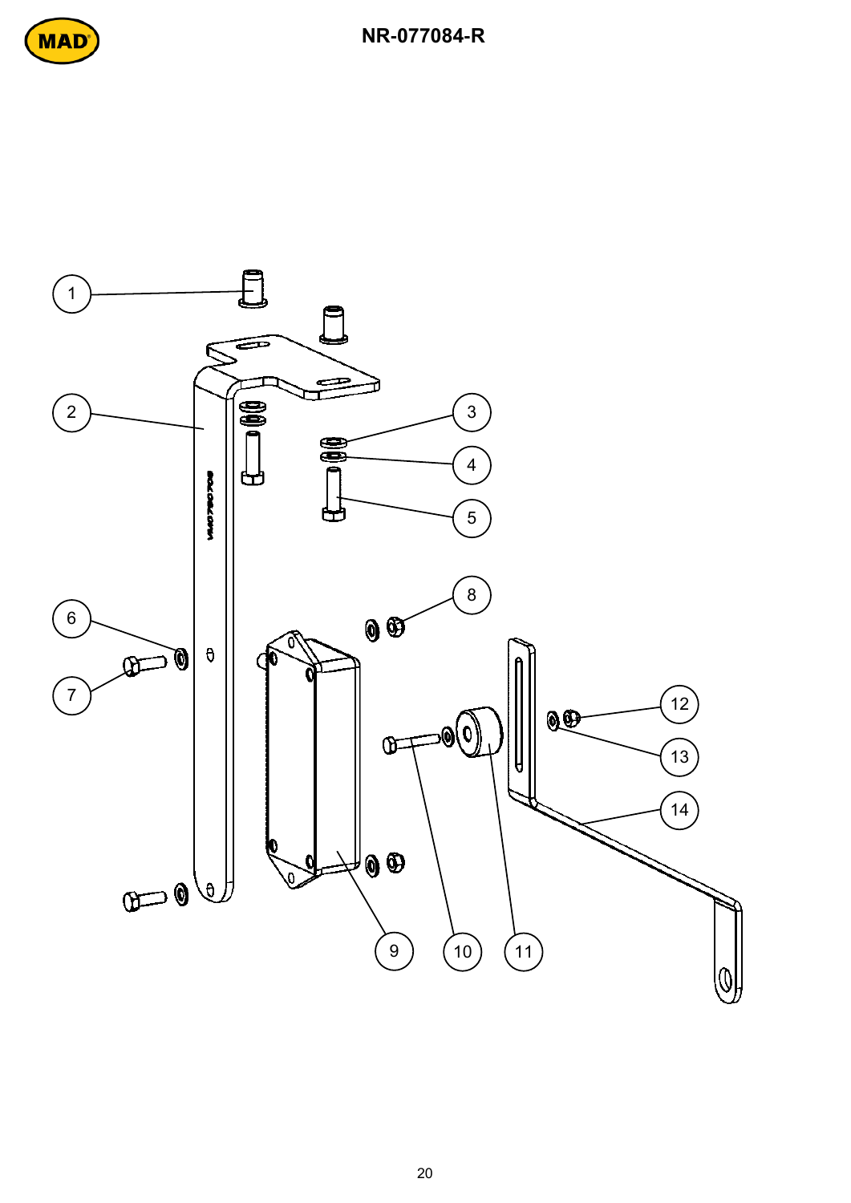# NR-077084-R

1

2

3

4

5

6

7

8

9

10

11

12

13

14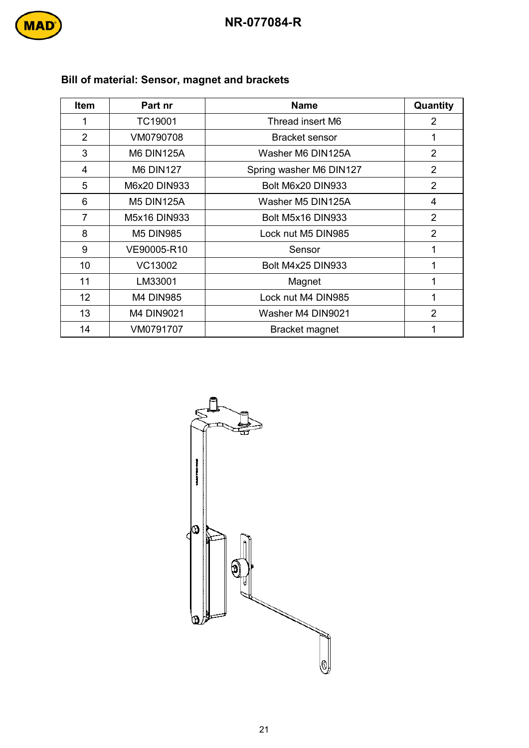## Bill of material: Sensor, magnet and brackets

| Item | Part nr | Name | Quantity |
|---|---|---|---|
| 1 | TC19001 | Thread insert M6 | 2 |
| 2 | VM0790708 | Bracket sensor | 1 |
| 3 | M6 DIN125A | Washer M6 DIN125A | 2 |
| 4 | M6 DIN127 | Spring washer M6 DIN127 | 2 |
| 5 | M6x20 DIN933 | Bolt M6x20 DIN933 | 2 |
| 6 | M5 DIN125A | Washer M5 DIN125A | 4 |
| 7 | M5x16 DIN933 | Bolt M5x16 DIN933 | 2 |
| 8 | M5 DIN985 | Lock nut M5 DIN985 | 2 |
| 9 | VE90005-R10 | Sensor | 1 |
| 10 | VC13002 | Bolt M4x25 DIN933 | 1 |
| 11 | LM33001 | Magnet | 1 |
| 12 | M4 DIN985 | Lock nut M4 DIN985 | 1 |
| 13 | M4 DIN9021 | Washer M4 DIN9021 | 2 |
| 14 | VM0791707 | Bracket magnet | 1 |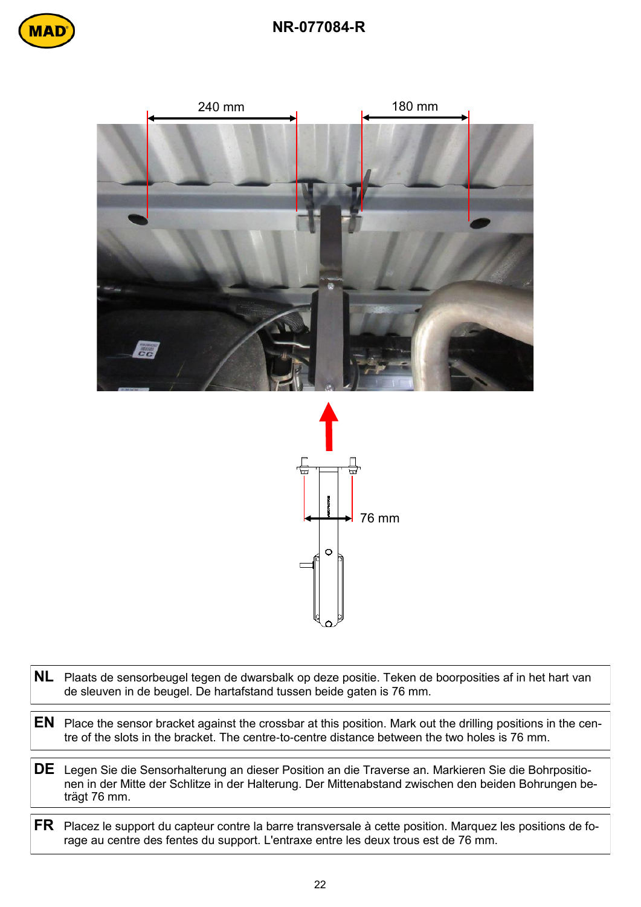240 mm

180 mm

76 mm

| | |
|---|---|
| **NL** | Plaats de sensorbeugel tegen de dwarsbalk op deze positie. Teken de boorposities af in het hart van de sleuven in de beugel. De hartafstand tussen beide gaten is 76 mm. |
| **EN** | Place the sensor bracket against the crossbar at this position. Mark out the drilling positions in the centre of the slots in the bracket. The centre-to-centre distance between the two holes is 76 mm. |
| **DE** | Legen Sie die Sensorhalterung an dieser Position an die Traverse an. Markieren Sie die Bohrpositionen in der Mitte der Schlitze in der Halterung. Der Mittenabstand zwischen den beiden Bohrungen beträgt 76 mm. |
| **FR** | Placez le support du capteur contre la barre transversale à cette position. Marquez les positions de forage au centre des fentes du support. L'entraxe entre les deux trous est de 76 mm. |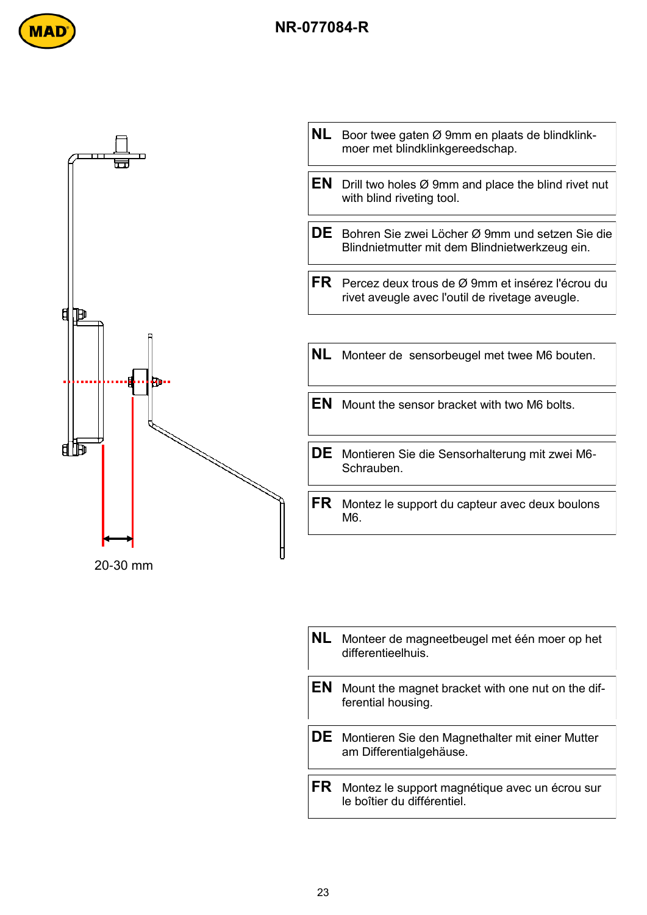# NR-077084-R

20-30 mm

| | |
|---|---|
| **NL** | Boor twee gaten Ø 9mm en plaats de blindklinkmoer met blindklinkgereedschap. |
| **EN** | Drill two holes Ø 9mm and place the blind rivet nut with blind riveting tool. |
| **DE** | Bohren Sie zwei Löcher Ø 9mm und setzen Sie die Blindnietmutter mit dem Blindnietwerkzeug ein. |
| **FR** | Percez deux trous de Ø 9mm et insérez l'écrou du rivet aveugle avec l'outil de rivetage aveugle. |

| | |
|---|---|
| **NL** | Monteer de sensorbeugel met twee M6 bouten. |
| **EN** | Mount the sensor bracket with two M6 bolts. |
| **DE** | Montieren Sie die Sensorhalterung mit zwei M6-Schrauben. |
| **FR** | Montez le support du capteur avec deux boulons M6. |

| | |
|---|---|
| **NL** | Monteer de magneetbeugel met één moer op het differentieelhuis. |
| **EN** | Mount the magnet bracket with one nut on the differential housing. |
| **DE** | Montieren Sie den Magnethalter mit einer Mutter am Differentialgehäuse. |
| **FR** | Montez le support magnétique avec un écrou sur le boîtier du différentiel. |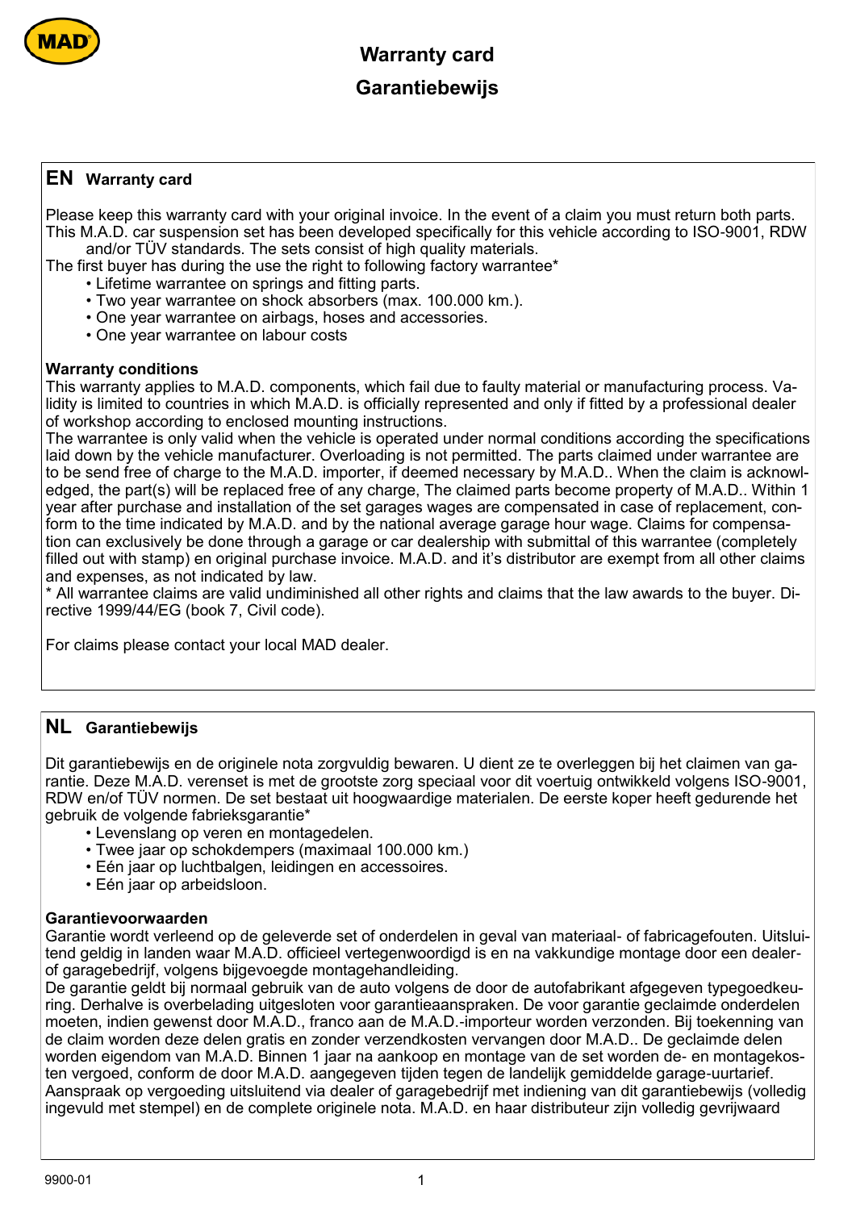# Warranty card
# Garantiebewijs

## EN Warranty card

Please keep this warranty card with your original invoice. In the event of a claim you must return both parts. This M.A.D. car suspension set has been developed specifically for this vehicle according to ISO-9001, RDW and/or TÜV standards. The sets consist of high quality materials.
The first buyer has during the use the right to following factory warrantee*

- Lifetime warrantee on springs and fitting parts.
- Two year warrantee on shock absorbers (max. 100.000 km.).
- One year warrantee on airbags, hoses and accessories.
- One year warrantee on labour costs

**Warranty conditions**
This warranty applies to M.A.D. components, which fail due to faulty material or manufacturing process. Validity is limited to countries in which M.A.D. is officially represented and only if fitted by a professional dealer of workshop according to enclosed mounting instructions.
The warrantee is only valid when the vehicle is operated under normal conditions according the specifications laid down by the vehicle manufacturer. Overloading is not permitted. The parts claimed under warrantee are to be send free of charge to the M.A.D. importer, if deemed necessary by M.A.D.. When the claim is acknowledged, the part(s) will be replaced free of any charge, The claimed parts become property of M.A.D.. Within 1 year after purchase and installation of the set garages wages are compensated in case of replacement, conform to the time indicated by M.A.D. and by the national average garage hour wage. Claims for compensation can exclusively be done through a garage or car dealership with submittal of this warrantee (completely filled out with stamp) en original purchase invoice. M.A.D. and it's distributor are exempt from all other claims and expenses, as not indicated by law.
* All warrantee claims are valid undiminished all other rights and claims that the law awards to the buyer. Directive 1999/44/EG (book 7, Civil code).

For claims please contact your local MAD dealer.

## NL Garantiebewijs

Dit garantiebewijs en de originele nota zorgvuldig bewaren. U dient ze te overleggen bij het claimen van garantie. Deze M.A.D. verenset is met de grootste zorg speciaal voor dit voertuig ontwikkeld volgens ISO-9001, RDW en/of TÜV normen. De set bestaat uit hoogwaardige materialen. De eerste koper heeft gedurende het gebruik de volgende fabrieksgarantie*

- Levenslang op veren en montagedelen.
- Twee jaar op schokdempers (maximaal 100.000 km.)
- Eén jaar op luchtbalgen, leidingen en accessoires.
- Eén jaar op arbeidsloon.

**Garantievoorwaarden**
Garantie wordt verleend op de geleverde set of onderdelen in geval van materiaal- of fabricagefouten. Uitsluitend geldig in landen waar M.A.D. officieel vertegenwoordigd is en na vakkundige montage door een dealer- of garagebedrijf, volgens bijgevoegde montagehandleiding.
De garantie geldt bij normaal gebruik van de auto volgens de door de autofabrikant afgegeven typegoedkeuring. Derhalve is overbelading uitgesloten voor garantieaanspraken. De voor garantie geclaimde onderdelen moeten, indien gewenst door M.A.D., franco aan de M.A.D.-importeur worden verzonden. Bij toekenning van de claim worden deze delen gratis en zonder verzendkosten vervangen door M.A.D.. De geclaimde delen worden eigendom van M.A.D. Binnen 1 jaar na aankoop en montage van de set worden de- en montagekosten vergoed, conform de door M.A.D. aangegeven tijden tegen de landelijk gemiddelde garage-uurtarief. Aanspraak op vergoeding uitsluitend via dealer of garagebedrijf met indiening van dit garantiebewijs (volledig ingevuld met stempel) en de complete originele nota. M.A.D. en haar distributeur zijn volledig gevrijwaard

9900-01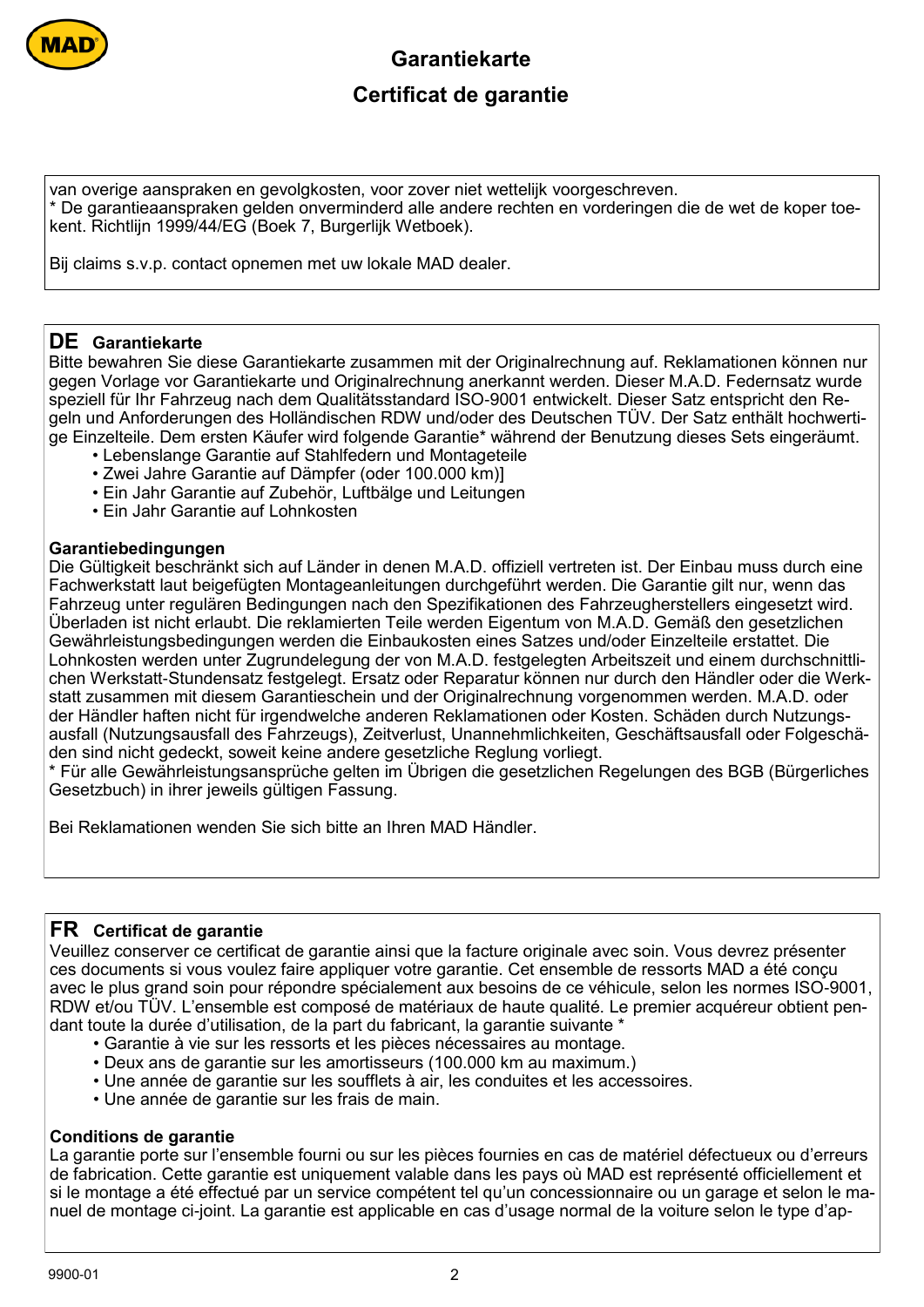# Garantiekarte

# Certificat de garantie

van overige aanspraken en gevolgkosten, voor zover niet wettelijk voorgeschreven.
* De garantieaanspraken gelden onverminderd alle andere rechten en vorderingen die de wet de koper toekent. Richtlijn 1999/44/EG (Boek 7, Burgerlijk Wetboek).

Bij claims s.v.p. contact opnemen met uw lokale MAD dealer.

## DE Garantiekarte

Bitte bewahren Sie diese Garantiekarte zusammen mit der Originalrechnung auf. Reklamationen können nur gegen Vorlage vor Garantiekarte und Originalrechnung anerkannt werden. Dieser M.A.D. Federnsatz wurde speziell für Ihr Fahrzeug nach dem Qualitätsstandard ISO-9001 entwickelt. Dieser Satz entspricht den Regeln und Anforderungen des Holländischen RDW und/oder des Deutschen TÜV. Der Satz enthält hochwertige Einzelteile. Dem ersten Käufer wird folgende Garantie* während der Benutzung dieses Sets eingeräumt.

- Lebenslange Garantie auf Stahlfedern und Montageteile
- Zwei Jahre Garantie auf Dämpfer (oder 100.000 km)]
- Ein Jahr Garantie auf Zubehör, Luftbälge und Leitungen
- Ein Jahr Garantie auf Lohnkosten

**Garantiebedingungen**

Die Gültigkeit beschränkt sich auf Länder in denen M.A.D. offiziell vertreten ist. Der Einbau muss durch eine Fachwerkstatt laut beigefügten Montageanleitungen durchgeführt werden. Die Garantie gilt nur, wenn das Fahrzeug unter regulären Bedingungen nach den Spezifikationen des Fahrzeugherstellers eingesetzt wird. Überladen ist nicht erlaubt. Die reklamierten Teile werden Eigentum von M.A.D. Gemäß den gesetzlichen Gewährleistungsbedingungen werden die Einbaukosten eines Satzes und/oder Einzelteile erstattet. Die Lohnkosten werden unter Zugrundelegung der von M.A.D. festgelegten Arbeitszeit und einem durchschnittlichen Werkstatt-Stundensatz festgelegt. Ersatz oder Reparatur können nur durch den Händler oder die Werkstatt zusammen mit diesem Garantieschein und der Originalrechnung vorgenommen werden. M.A.D. oder der Händler haften nicht für irgendwelche anderen Reklamationen oder Kosten. Schäden durch Nutzungsausfall (Nutzungsausfall des Fahrzeugs), Zeitverlust, Unannehmlichkeiten, Geschäftsausfall oder Folgeschäden sind nicht gedeckt, soweit keine andere gesetzliche Reglung vorliegt.
* Für alle Gewährleistungsansprüche gelten im Übrigen die gesetzlichen Regelungen des BGB (Bürgerliches Gesetzbuch) in ihrer jeweils gültigen Fassung.

Bei Reklamationen wenden Sie sich bitte an Ihren MAD Händler.

## FR Certificat de garantie

Veuillez conserver ce certificat de garantie ainsi que la facture originale avec soin. Vous devrez présenter ces documents si vous voulez faire appliquer votre garantie. Cet ensemble de ressorts MAD a été conçu avec le plus grand soin pour répondre spécialement aux besoins de ce véhicule, selon les normes ISO-9001, RDW et/ou TÜV. L'ensemble est composé de matériaux de haute qualité. Le premier acquéreur obtient pendant toute la durée d'utilisation, de la part du fabricant, la garantie suivante *

- Garantie à vie sur les ressorts et les pièces nécessaires au montage.
- Deux ans de garantie sur les amortisseurs (100.000 km au maximum.)
- Une année de garantie sur les soufflets à air, les conduites et les accessoires.
- Une année de garantie sur les frais de main.

**Conditions de garantie**

La garantie porte sur l'ensemble fourni ou sur les pièces fournies en cas de matériel défectueux ou d'erreurs de fabrication. Cette garantie est uniquement valable dans les pays où MAD est représenté officiellement et si le montage a été effectué par un service compétent tel qu'un concessionnaire ou un garage et selon le manuel de montage ci-joint. La garantie est applicable en cas d'usage normal de la voiture selon le type d'ap-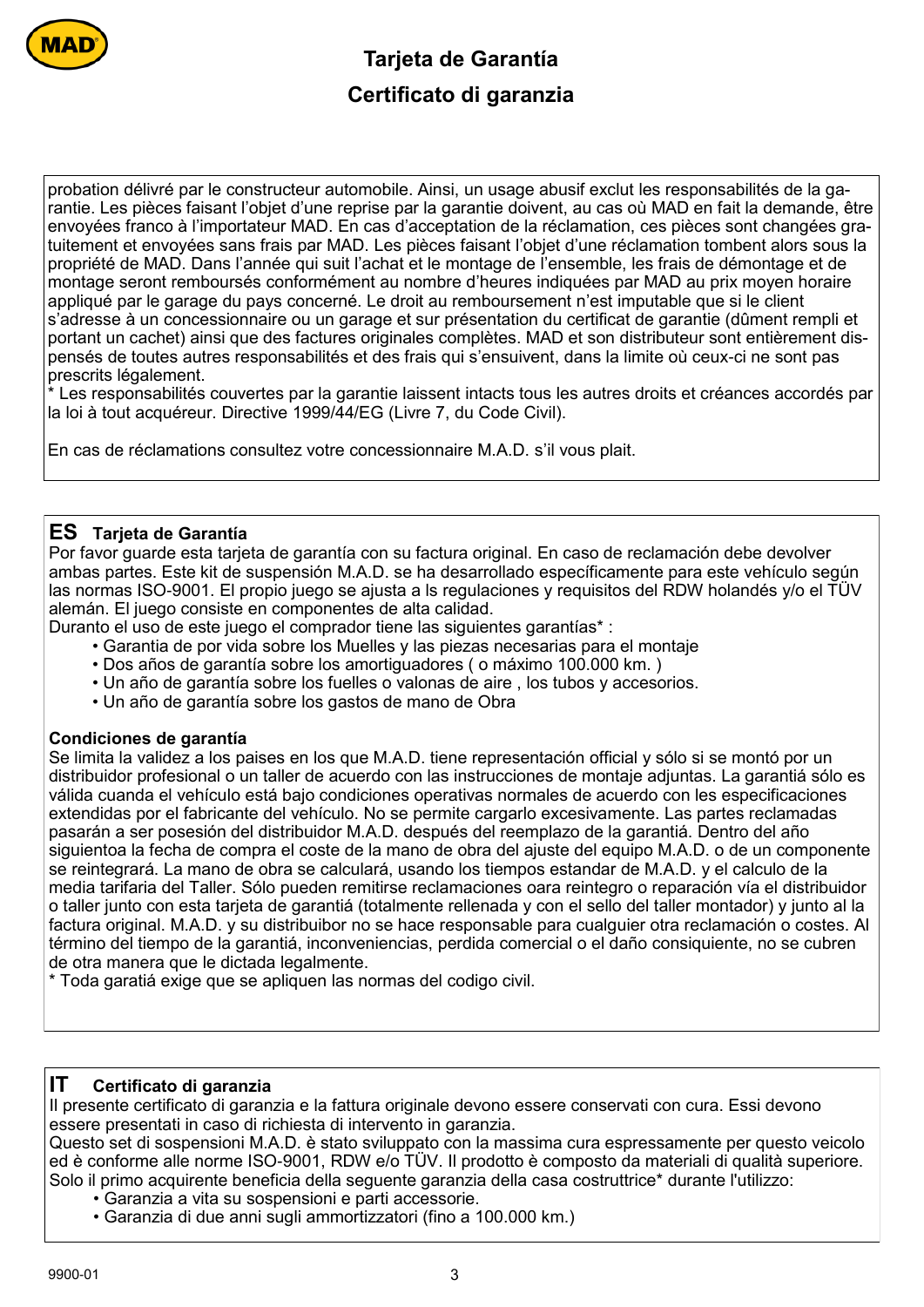# Tarjeta de Garantía

# Certificato di garanzia

probation délivré par le constructeur automobile. Ainsi, un usage abusif exclut les responsabilités de la garantie. Les pièces faisant l'objet d'une reprise par la garantie doivent, au cas où MAD en fait la demande, être envoyées franco à l'importateur MAD. En cas d'acceptation de la réclamation, ces pièces sont changées gratuitement et envoyées sans frais par MAD. Les pièces faisant l'objet d'une réclamation tombent alors sous la propriété de MAD. Dans l'année qui suit l'achat et le montage de l'ensemble, les frais de démontage et de montage seront remboursés conformément au nombre d'heures indiquées par MAD au prix moyen horaire appliqué par le garage du pays concerné. Le droit au remboursement n'est imputable que si le client s'adresse à un concessionnaire ou un garage et sur présentation du certificat de garantie (dûment rempli et portant un cachet) ainsi que des factures originales complètes. MAD et son distributeur sont entièrement dispensés de toutes autres responsabilités et des frais qui s'ensuivent, dans la limite où ceux-ci ne sont pas prescrits légalement.
* Les responsabilités couvertes par la garantie laissent intacts tous les autres droits et créances accordés par la loi à tout acquéreur. Directive 1999/44/EG (Livre 7, du Code Civil).

En cas de réclamations consultez votre concessionnaire M.A.D. s'il vous plait.

## ES Tarjeta de Garantía

Por favor guarde esta tarjeta de garantía con su factura original. En caso de reclamación debe devolver ambas partes. Este kit de suspensión M.A.D. se ha desarrollado específicamente para este vehículo según las normas ISO-9001. El propio juego se ajusta a ls regulaciones y requisitos del RDW holandés y/o el TÜV alemán. El juego consiste en componentes de alta calidad.
Duranto el uso de este juego el comprador tiene las siguientes garantías* :

- Garantia de por vida sobre los Muelles y las piezas necesarias para el montaje
- Dos años de garantía sobre los amortiguadores ( o máximo 100.000 km. )
- Un año de garantía sobre los fuelles o valonas de aire , los tubos y accesorios.
- Un año de garantía sobre los gastos de mano de Obra

**Condiciones de garantía**
Se limita la validez a los paises en los que M.A.D. tiene representación official y sólo si se montó por un distribuidor profesional o un taller de acuerdo con las instrucciones de montaje adjuntas. La garantiá sólo es válida cuanda el vehículo está bajo condiciones operativas normales de acuerdo con les especificaciones extendidas por el fabricante del vehículo. No se permite cargarlo excesivamente. Las partes reclamadas pasarán a ser posesión del distribuidor M.A.D. despúés del reemplazo de la garantiá. Dentro del año siguientoa la fecha de compra el coste de la mano de obra del ajuste del equipo M.A.D. o de un componente se reintegrará. La mano de obra se calculará, usando los tiempos estandar de M.A.D. y el calculo de la media tarifaria del Taller. Sólo pueden remitirse reclamaciones oara reintegro o reparación vía el distribuidor o taller junto con esta tarjeta de garantiá (totalmente rellenada y con el sello del taller montador) y junto al la factura original. M.A.D. y su distribuibor no se hace responsable para cualguier otra reclamación o costes. Al término del tiempo de la garantiá, inconveniencias, perdida comercial o el daño consiguiente, no se cubren de otra manera que le dictada legalmente.
* Toda garatiá exige que se apliquen las normas del codigo civil.

## IT Certificato di garanzia

Il presente certificato di garanzia e la fattura originale devono essere conservati con cura. Essi devono essere presentati in caso di richiesta di intervento in garanzia.
Questo set di sospensioni M.A.D. è stato sviluppato con la massima cura espressamente per questo veicolo ed è conforme alle norme ISO-9001, RDW e/o TÜV. Il prodotto è composto da materiali di qualità superiore.
Solo il primo acquirente beneficia della seguente garanzia della casa costruttrice* durante l'utilizzo:

- Garanzia a vita su sospensioni e parti accessorie.
- Garanzia di due anni sugli ammortizzatori (fino a 100.000 km.)

9900-01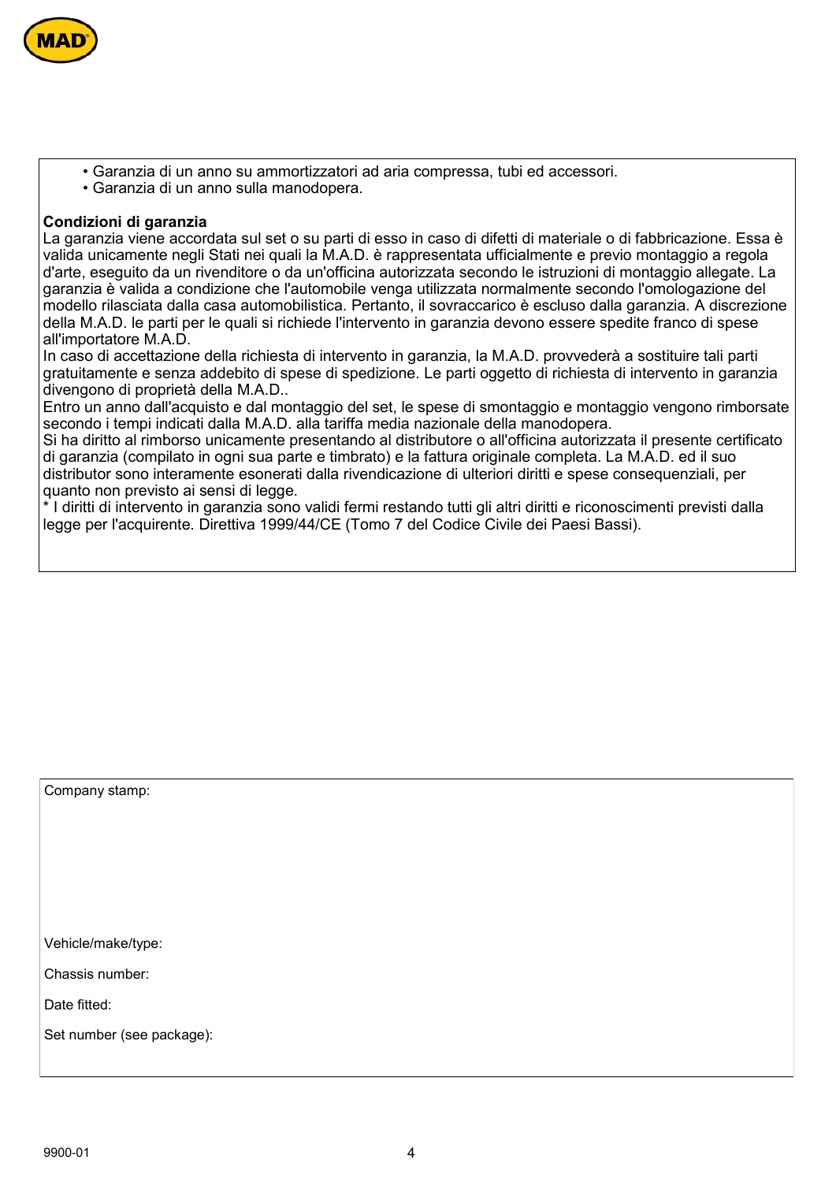- Garanzia di un anno su ammortizzatori ad aria compressa, tubi ed accessori.
- Garanzia di un anno sulla manodopera.

**Condizioni di garanzia**

La garanzia viene accordata sul set o su parti di esso in caso di difetti di materiale o di fabbricazione. Essa è valida unicamente negli Stati nei quali la M.A.D. è rappresentata ufficialmente e previo montaggio a regola d'arte, eseguito da un rivenditore o da un'officina autorizzata secondo le istruzioni di montaggio allegate. La garanzia è valida a condizione che l'automobile venga utilizzata normalmente secondo l'omologazione del modello rilasciata dalla casa automobilistica. Pertanto, il sovraccarico è escluso dalla garanzia. A discrezione della M.A.D. le parti per le quali si richiede l'intervento in garanzia devono essere spedite franco di spese all'importatore M.A.D.

In caso di accettazione della richiesta di intervento in garanzia, la M.A.D. provvederà a sostituire tali parti gratuitamente e senza addebito di spese di spedizione. Le parti oggetto di richiesta di intervento in garanzia divengono di proprietà della M.A.D..

Entro un anno dall'acquisto e dal montaggio del set, le spese di smontaggio e montaggio vengono rimborsate secondo i tempi indicati dalla M.A.D. alla tariffa media nazionale della manodopera.

Si ha diritto al rimborso unicamente presentando al distributore o all'officina autorizzata il presente certificato di garanzia (compilato in ogni sua parte e timbrato) e la fattura originale completa. La M.A.D. ed il suo distributor sono interamente esonerati dalla rivendicazione di ulteriori diritti e spese consequenziali, per quanto non previsto ai sensi di legge.

* I diritti di intervento in garanzia sono validi fermi restando tutti gli altri diritti e riconoscimenti previsti dalla legge per l'acquirente. Direttiva 1999/44/CE (Tomo 7 del Codice Civile dei Paesi Bassi).

Company stamp:

Vehicle/make/type:

Chassis number:

Date fitted:

Set number (see package):

9900-01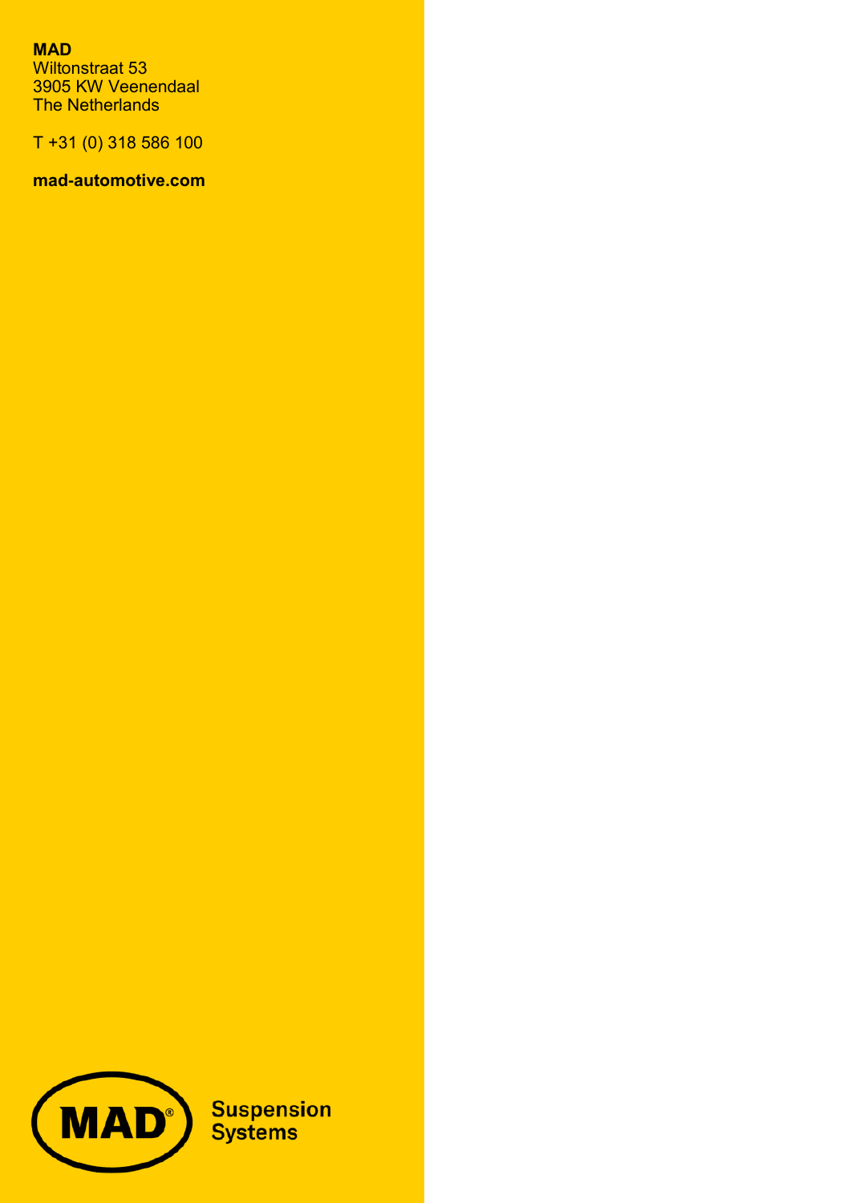**MAD**
Wiltonstraat 53
3905 KW Veenendaal
The Netherlands

T +31 (0) 318 586 100

**mad-automotive.com**

MAD®

**Suspension Systems**